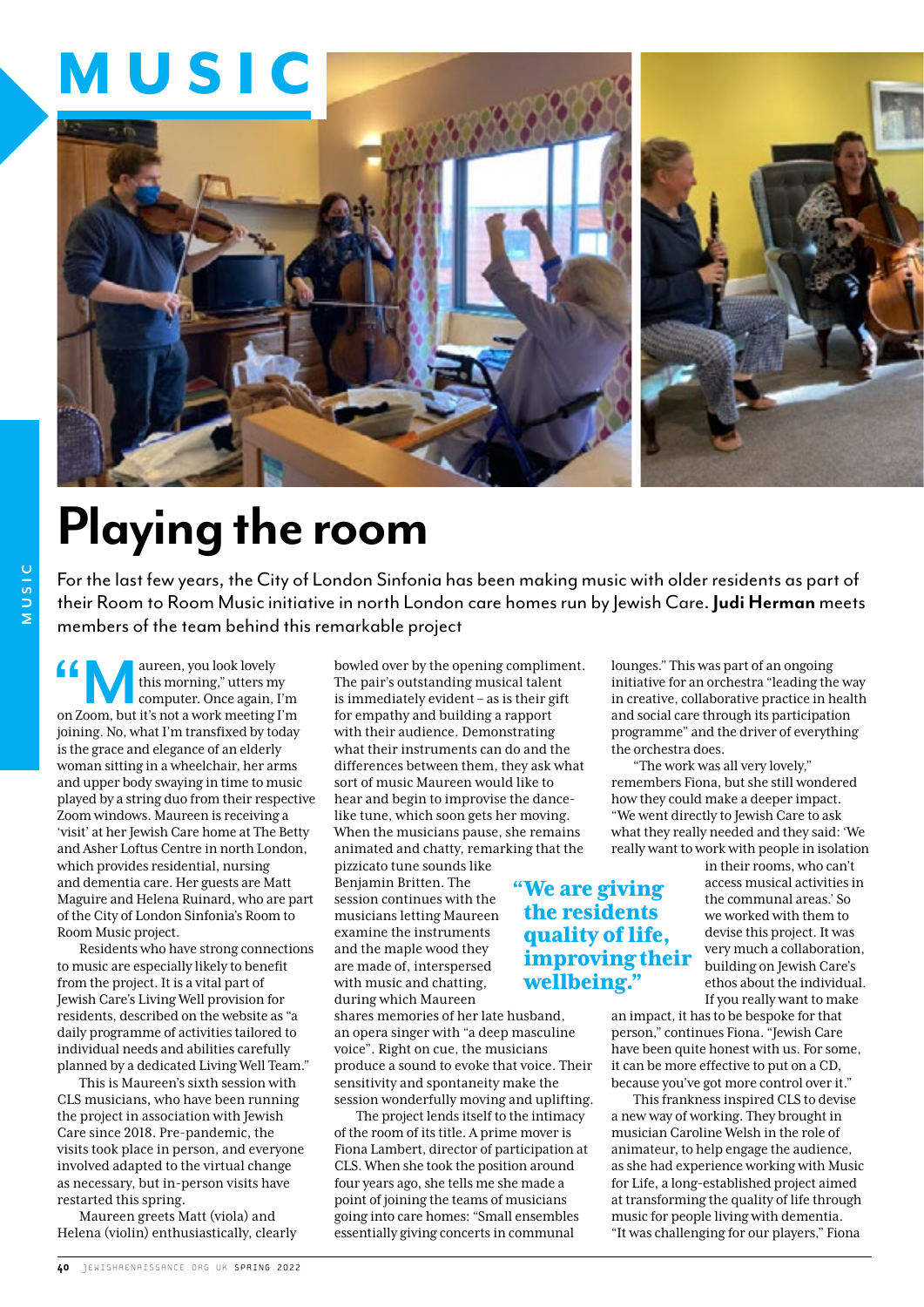# MUSIC

# Playing the room

For the last few years, the City of London Sinfonia has been making music with older residents as part of their Room to Room Music initiative in north London care homes run by Jewish Care. **Judi Herman** meets members of the team behind this remarkable project

"Maureen, you look lovely this morning," utters my computer. Once again, I'm on Zoom, but it's not a work meeting I'm joining. No, what I'm transfixed by today is the grace and elegance of an elderly woman sitting in a wheelchair, her arms and upper body swaying in time to music played by a string duo from their respective Zoom windows. Maureen is receiving a 'visit' at her Jewish Care home at The Betty and Asher Loftus Centre in north London, which provides residential, nursing and dementia care. Her guests are Matt Maguire and Helena Ruinard, who are part of the City of London Sinfonia's Room to Room Music project.

Residents who have strong connections to music are especially likely to benefit from the project. It is a vital part of Jewish Care's Living Well provision for residents, described on the website as "a daily programme of activities tailored to individual needs and abilities carefully planned by a dedicated Living Well Team."

This is Maureen's sixth session with CLS musicians, who have been running the project in association with Jewish Care since 2018. Pre-pandemic, the visits took place in person, and everyone involved adapted to the virtual change as necessary, but in-person visits have restarted this spring.

Maureen greets Matt (viola) and Helena (violin) enthusiastically, clearly bowled over by the opening compliment. The pair's outstanding musical talent is immediately evident – as is their gift for empathy and building a rapport with their audience. Demonstrating what their instruments can do and the differences between them, they ask what sort of music Maureen would like to hear and begin to improvise the dance-like tune, which soon gets her moving. When the musicians pause, she remains animated and chatty, remarking that the pizzicato tune sounds like Benjamin Britten. The session continues with the musicians letting Maureen examine the instruments and the maple wood they are made of, interspersed with music and chatting, during which Maureen shares memories of her late husband, an opera singer with "a deep masculine voice". Right on cue, the musicians produce a sound to evoke that voice. Their sensitivity and spontaneity make the session wonderfully moving and uplifting.

> "We are giving the residents quality of life, improving their wellbeing."

The project lends itself to the intimacy of the room of its title. A prime mover is Fiona Lambert, director of participation at CLS. When she took the position around four years ago, she tells me she made a point of joining the teams of musicians going into care homes: "Small ensembles essentially giving concerts in communal lounges." This was part of an ongoing initiative for an orchestra "leading the way in creative, collaborative practice in health and social care through its participation programme" and the driver of everything the orchestra does.

"The work was all very lovely," remembers Fiona, but she still wondered how they could make a deeper impact. "We went directly to Jewish Care to ask what they really needed and they said: 'We really want to work with people in isolation in their rooms, who can't access musical activities in the communal areas.' So we worked with them to devise this project. It was very much a collaboration, building on Jewish Care's ethos about the individual. If you really want to make an impact, it has to be bespoke for that person," continues Fiona. "Jewish Care have been quite honest with us. For some, it can be more effective to put on a CD, because you've got more control over it."

This frankness inspired CLS to devise a new way of working. They brought in musician Caroline Welsh in the role of animateur, to help engage the audience, as she had experience working with Music for Life, a long-established project aimed at transforming the quality of life through music for people living with dementia. "It was challenging for our players," Fiona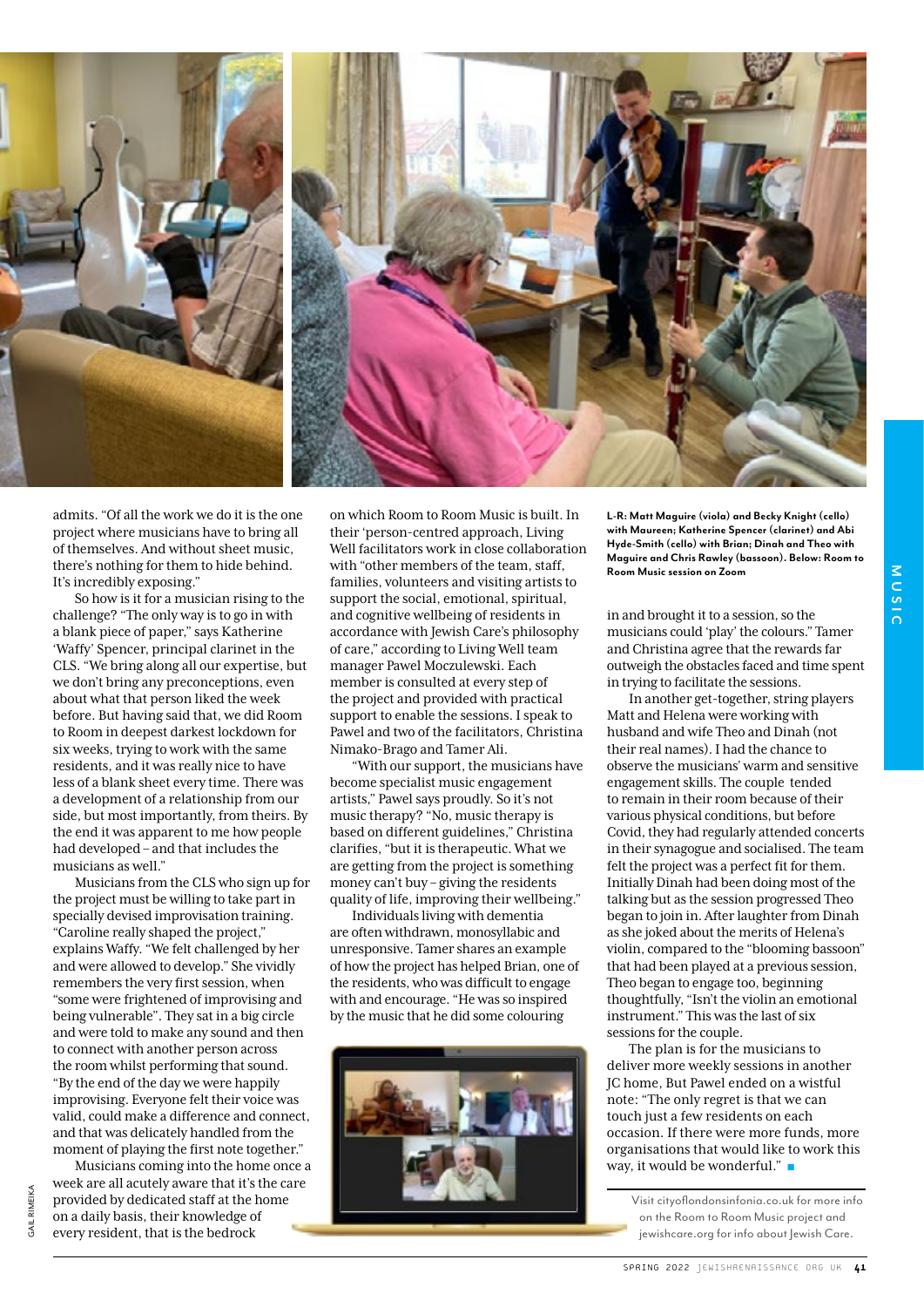admits. "Of all the work we do it is the one project where musicians have to bring all of themselves. And without sheet music, there's nothing for them to hide behind. It's incredibly exposing."

So how is it for a musician rising to the challenge? "The only way is to go in with a blank piece of paper," says Katherine 'Waffy' Spencer, principal clarinet in the CLS. "We bring along all our expertise, but we don't bring any preconceptions, even about what that person liked the week before. But having said that, we did Room to Room in deepest darkest lockdown for six weeks, trying to work with the same residents, and it was really nice to have less of a blank sheet every time. There was a development of a relationship from our side, but most importantly, from theirs. By the end it was apparent to me how people had developed – and that includes the musicians as well."

Musicians from the CLS who sign up for the project must be willing to take part in specially devised improvisation training. "Caroline really shaped the project," explains Waffy. "We felt challenged by her and were allowed to develop." She vividly remembers the very first session, when "some were frightened of improvising and being vulnerable". They sat in a big circle and were told to make any sound and then to connect with another person across the room whilst performing that sound. "By the end of the day we were happily improvising. Everyone felt their voice was valid, could make a difference and connect, and that was delicately handled from the moment of playing the first note together."

Musicians coming into the home once a week are all acutely aware that it's the care provided by dedicated staff at the home on a daily basis, their knowledge of every resident, that is the bedrock on which Room to Room Music is built. In their 'person-centred approach, Living Well facilitators work in close collaboration with "other members of the team, staff, families, volunteers and visiting artists to support the social, emotional, spiritual, and cognitive wellbeing of residents in accordance with Jewish Care's philosophy of care," according to Living Well team manager Pawel Moczulewski. Each member is consulted at every step of the project and provided with practical support to enable the sessions. I speak to Pawel and two of the facilitators, Christina Nimako-Brago and Tamer Ali.

"With our support, the musicians have become specialist music engagement artists," Pawel says proudly. So it's not music therapy? "No, music therapy is based on different guidelines," Christina clarifies, "but it is therapeutic. What we are getting from the project is something money can't buy – giving the residents quality of life, improving their wellbeing."

Individuals living with dementia are often withdrawn, monosyllabic and unresponsive. Tamer shares an example of how the project has helped Brian, one of the residents, who was difficult to engage with and encourage. "He was so inspired by the music that he did some colouring in and brought it to a session, so the musicians could 'play' the colours." Tamer and Christina agree that the rewards far outweigh the obstacles faced and time spent in trying to facilitate the sessions.

In another get-together, string players Matt and Helena were working with husband and wife Theo and Dinah (not their real names). I had the chance to observe the musicians' warm and sensitive engagement skills. The couple tended to remain in their room because of their various physical conditions, but before Covid, they had regularly attended concerts in their synagogue and socialised. The team felt the project was a perfect fit for them. Initially Dinah had been doing most of the talking but as the session progressed Theo began to join in. After laughter from Dinah as she joked about the merits of Helena's violin, compared to the "blooming bassoon" that had been played at a previous session, Theo began to engage too, beginning thoughtfully, "Isn't the violin an emotional instrument." This was the last of six sessions for the couple.

The plan is for the musicians to deliver more weekly sessions in another JC home, But Pawel ended on a wistful note: "The only regret is that we can touch just a few residents on each occasion. If there were more funds, more organisations that would like to work this way, it would be wonderful." ■

**L-R: Matt Maguire (viola) and Becky Knight (cello) with Maureen; Katherine Spencer (clarinet) and Abi Hyde-Smith (cello) with Brian; Dinah and Theo with Maguire and Chris Rawley (bassoon). Below: Room to Room Music session on Zoom**

GAIL RIMEIKA

Visit cityoflondonsinfonia.co.uk for more info on the Room to Room Music project and jewishcare.org for info about Jewish Care.